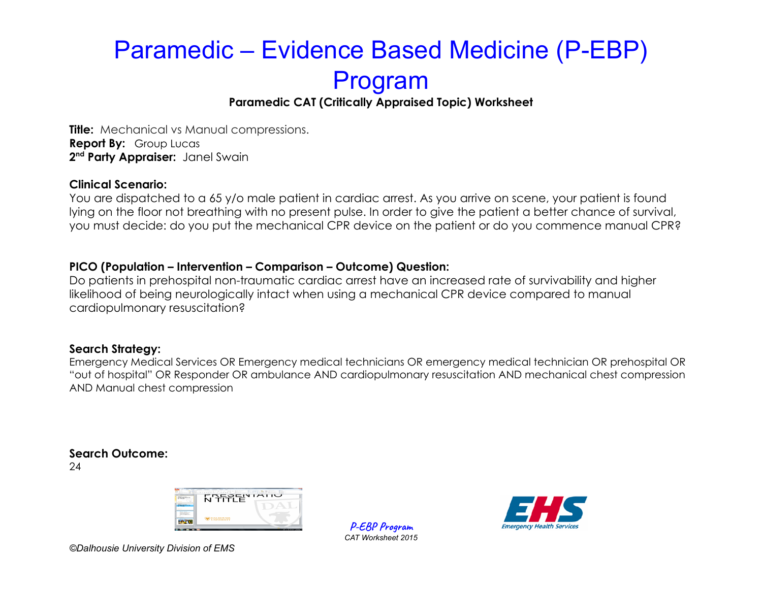# Paramedic – Evidence Based Medicine (P-EBP) Program

**Paramedic CAT (Critically Appraised Topic) Worksheet**

**Title:** Mechanical vs Manual compressions.
**Report By:** Group Lucas
**2nd Party Appraiser:** Janel Swain

**Clinical Scenario:**
You are dispatched to a 65 y/o male patient in cardiac arrest. As you arrive on scene, your patient is found lying on the floor not breathing with no present pulse. In order to give the patient a better chance of survival, you must decide: do you put the mechanical CPR device on the patient or do you commence manual CPR?

**PICO (Population – Intervention – Comparison – Outcome) Question:**
Do patients in prehospital non-traumatic cardiac arrest have an increased rate of survivability and higher likelihood of being neurologically intact when using a mechanical CPR device compared to manual cardiopulmonary resuscitation?

**Search Strategy:**
Emergency Medical Services OR Emergency medical technicians OR emergency medical technician OR prehospital OR "out of hospital" OR Responder OR ambulance AND cardiopulmonary resuscitation AND mechanical chest compression AND Manual chest compression

**Search Outcome:**
24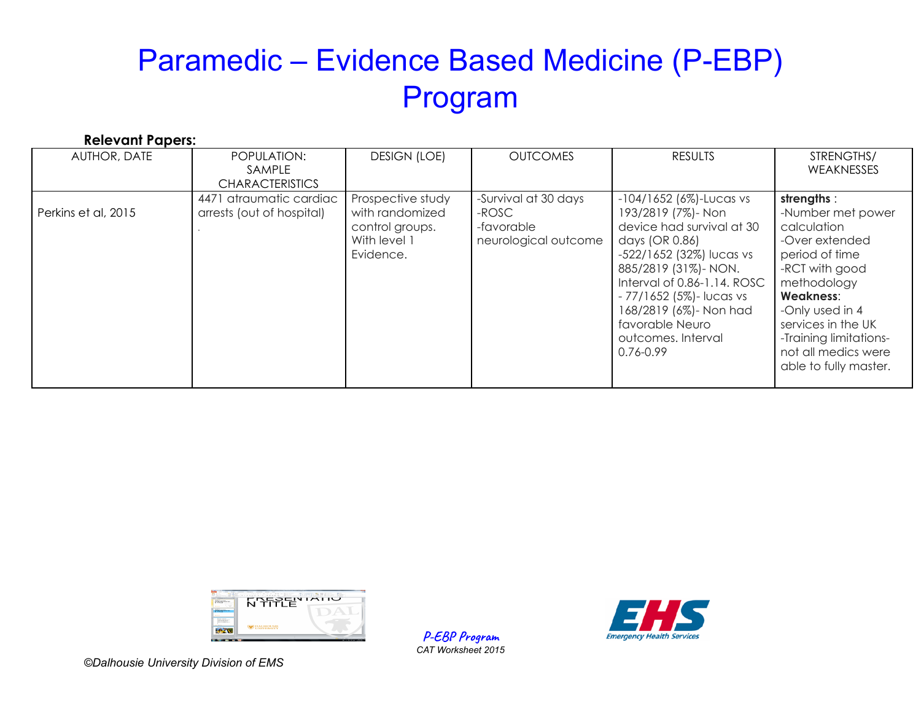# Paramedic – Evidence Based Medicine (P-EBP) Program

**Relevant Papers:**

| AUTHOR, DATE | POPULATION: SAMPLE CHARACTERISTICS | DESIGN (LOE) | OUTCOMES | RESULTS | STRENGTHS/ WEAKNESSES |
|---|---|---|---|---|---|
| Perkins et al, 2015 | 4471 atraumatic cardiac arrests (out of hospital) . | Prospective study with randomized control groups. With level 1 Evidence. | -Survival at 30 days -ROSC -favorable neurological outcome | -104/1652 (6%)-Lucas vs 193/2819 (7%)- Non device had survival at 30 days (OR 0.86) -522/1652 (32%) lucas vs 885/2819 (31%)- NON. Interval of 0.86-1.14. ROSC - 77/1652 (5%)- lucas vs 168/2819 (6%)- Non had favorable Neuro outcomes. Interval 0.76-0.99 | **strengths** : -Number met power calculation -Over extended period of time -RCT with good methodology **Weakness**: -Only used in 4 services in the UK -Training limitations- not all medics were able to fully master. |

*P-EBP Program*
*CAT Worksheet 2015*

*©Dalhousie University Division of EMS*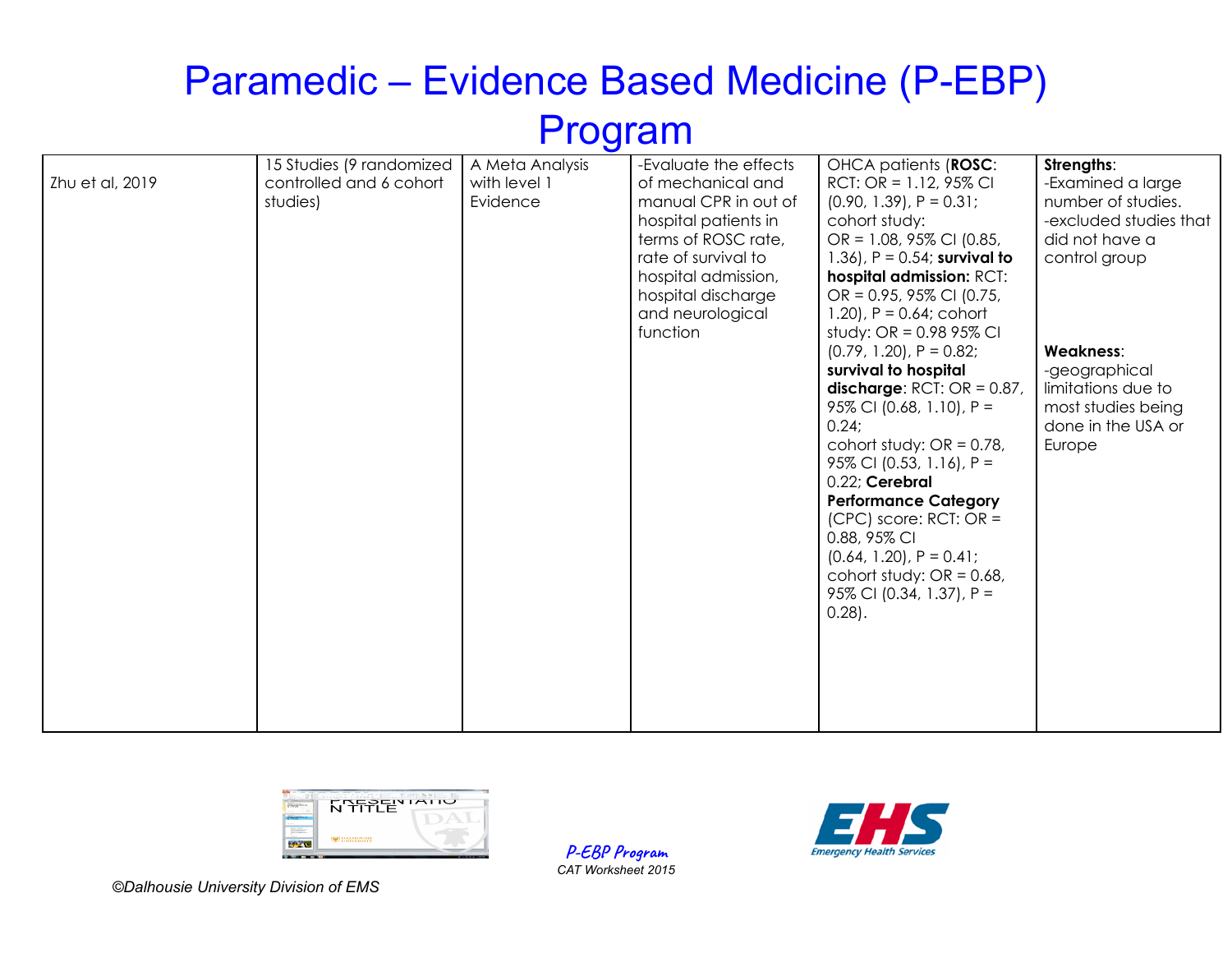# Paramedic – Evidence Based Medicine (P-EBP) Program

| | | | | | |
|---|---|---|---|---|---|
| Zhu et al, 2019 | 15 Studies (9 randomized controlled and 6 cohort studies) | A Meta Analysis with level 1 Evidence | -Evaluate the effects of mechanical and manual CPR in out of hospital patients in terms of ROSC rate, rate of survival to hospital admission, hospital discharge and neurological function | OHCA patients (**ROSC**: RCT: OR = 1.12, 95% CI (0.90, 1.39), P = 0.31; cohort study: OR = 1.08, 95% CI (0.85, 1.36), P = 0.54; **survival to hospital admission:** RCT: OR = 0.95, 95% CI (0.75, 1.20), P = 0.64; cohort study: OR = 0.98 95% CI (0.79, 1.20), P = 0.82; **survival to hospital discharge**: RCT: OR = 0.87, 95% CI (0.68, 1.10), P = 0.24; cohort study: OR = 0.78, 95% CI (0.53, 1.16), P = 0.22; **Cerebral Performance Category** (CPC) score: RCT: OR = 0.88, 95% CI (0.64, 1.20), P = 0.41; cohort study: OR = 0.68, 95% CI (0.34, 1.37), P = 0.28). | **Strengths**: -Examined a large number of studies. -excluded studies that did not have a control group<br><br>**Weakness**: -geographical limitations due to most studies being done in the USA or Europe |

*P-EBP Program*
*CAT Worksheet 2015*

©Dalhousie University Division of EMS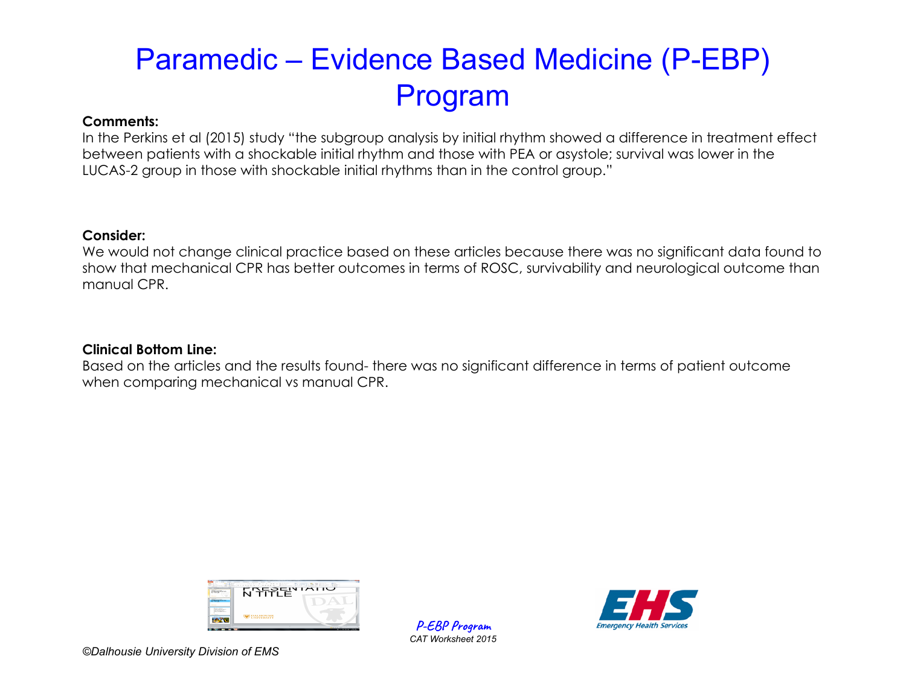# Paramedic – Evidence Based Medicine (P-EBP) Program

**Comments:**

In the Perkins et al (2015) study "the subgroup analysis by initial rhythm showed a difference in treatment effect between patients with a shockable initial rhythm and those with PEA or asystole; survival was lower in the LUCAS-2 group in those with shockable initial rhythms than in the control group."

**Consider:**

We would not change clinical practice based on these articles because there was no significant data found to show that mechanical CPR has better outcomes in terms of ROSC, survivability and neurological outcome than manual CPR.

**Clinical Bottom Line:**

Based on the articles and the results found- there was no significant difference in terms of patient outcome when comparing mechanical vs manual CPR.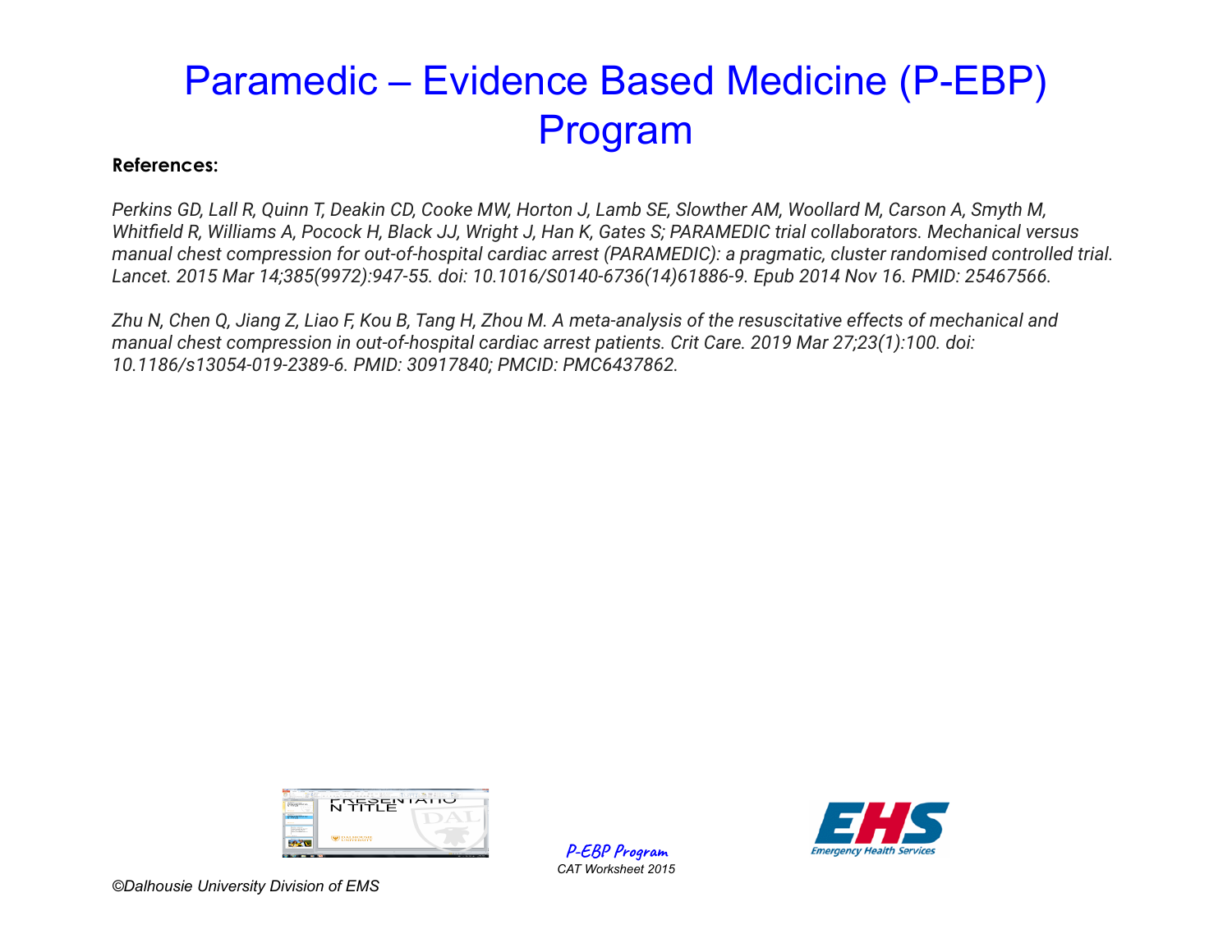# Paramedic – Evidence Based Medicine (P-EBP) Program

**References:**

*Perkins GD, Lall R, Quinn T, Deakin CD, Cooke MW, Horton J, Lamb SE, Slowther AM, Woollard M, Carson A, Smyth M, Whitfield R, Williams A, Pocock H, Black JJ, Wright J, Han K, Gates S; PARAMEDIC trial collaborators. Mechanical versus manual chest compression for out-of-hospital cardiac arrest (PARAMEDIC): a pragmatic, cluster randomised controlled trial. Lancet. 2015 Mar 14;385(9972):947-55. doi: 10.1016/S0140-6736(14)61886-9. Epub 2014 Nov 16. PMID: 25467566.*

*Zhu N, Chen Q, Jiang Z, Liao F, Kou B, Tang H, Zhou M. A meta-analysis of the resuscitative effects of mechanical and manual chest compression in out-of-hospital cardiac arrest patients. Crit Care. 2019 Mar 27;23(1):100. doi: 10.1186/s13054-019-2389-6. PMID: 30917840; PMCID: PMC6437862.*

P-EBP Program
*CAT Worksheet 2015*

EHS Emergency Health Services

*©Dalhousie University Division of EMS*